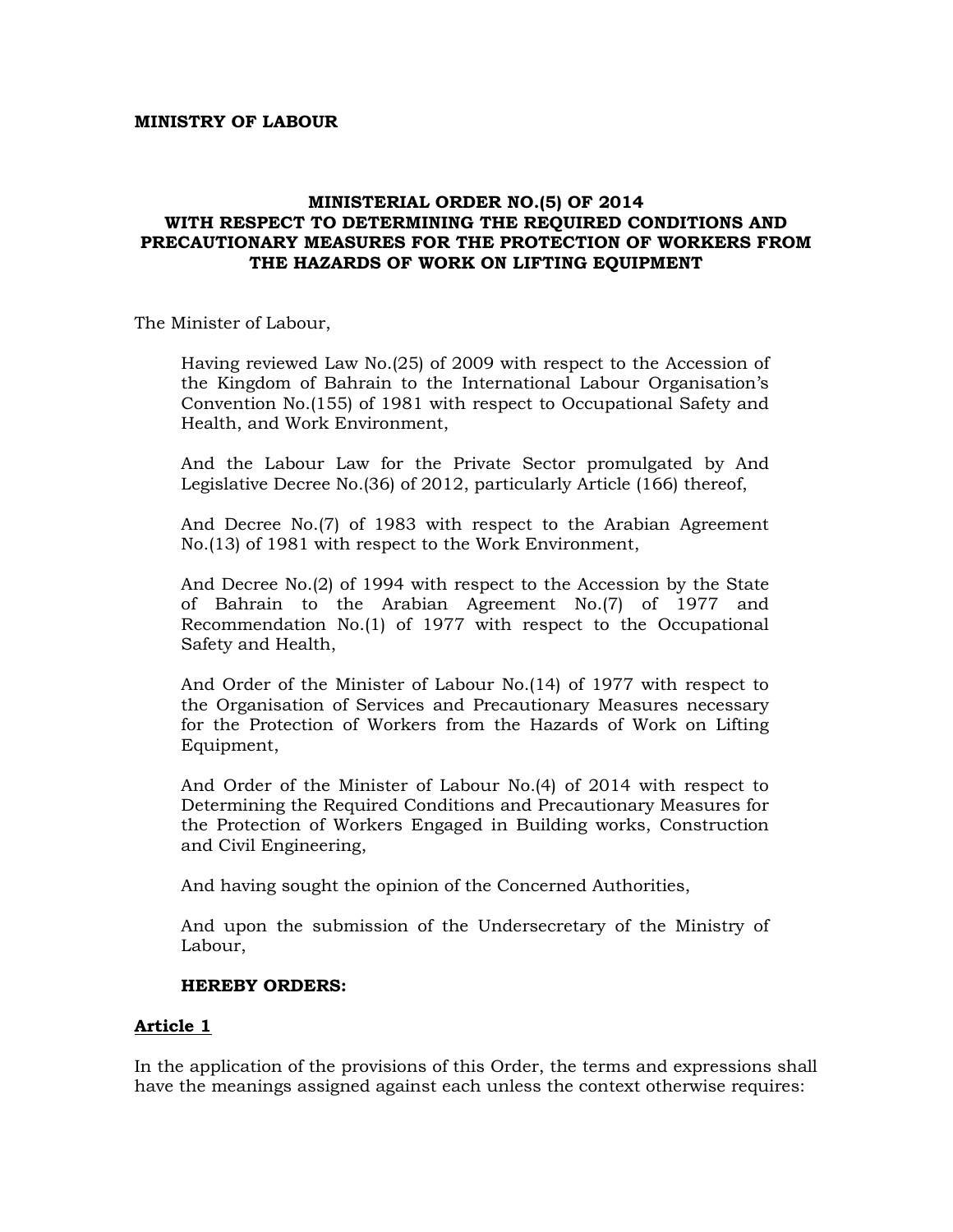**MINISTRY OF LABOUR**

# MINISTERIAL ORDER NO.(5) OF 2014 WITH RESPECT TO DETERMINING THE REQUIRED CONDITIONS AND PRECAUTIONARY MEASURES FOR THE PROTECTION OF WORKERS FROM THE HAZARDS OF WORK ON LIFTING EQUIPMENT

The Minister of Labour,

Having reviewed Law No.(25) of 2009 with respect to the Accession of the Kingdom of Bahrain to the International Labour Organisation's Convention No.(155) of 1981 with respect to Occupational Safety and Health, and Work Environment,

And the Labour Law for the Private Sector promulgated by And Legislative Decree No.(36) of 2012, particularly Article (166) thereof,

And Decree No.(7) of 1983 with respect to the Arabian Agreement No.(13) of 1981 with respect to the Work Environment,

And Decree No.(2) of 1994 with respect to the Accession by the State of Bahrain to the Arabian Agreement No.(7) of 1977 and Recommendation No.(1) of 1977 with respect to the Occupational Safety and Health,

And Order of the Minister of Labour No.(14) of 1977 with respect to the Organisation of Services and Precautionary Measures necessary for the Protection of Workers from the Hazards of Work on Lifting Equipment,

And Order of the Minister of Labour No.(4) of 2014 with respect to Determining the Required Conditions and Precautionary Measures for the Protection of Workers Engaged in Building works, Construction and Civil Engineering,

And having sought the opinion of the Concerned Authorities,

And upon the submission of the Undersecretary of the Ministry of Labour,

**HEREBY ORDERS:**

## Article 1

In the application of the provisions of this Order, the terms and expressions shall have the meanings assigned against each unless the context otherwise requires: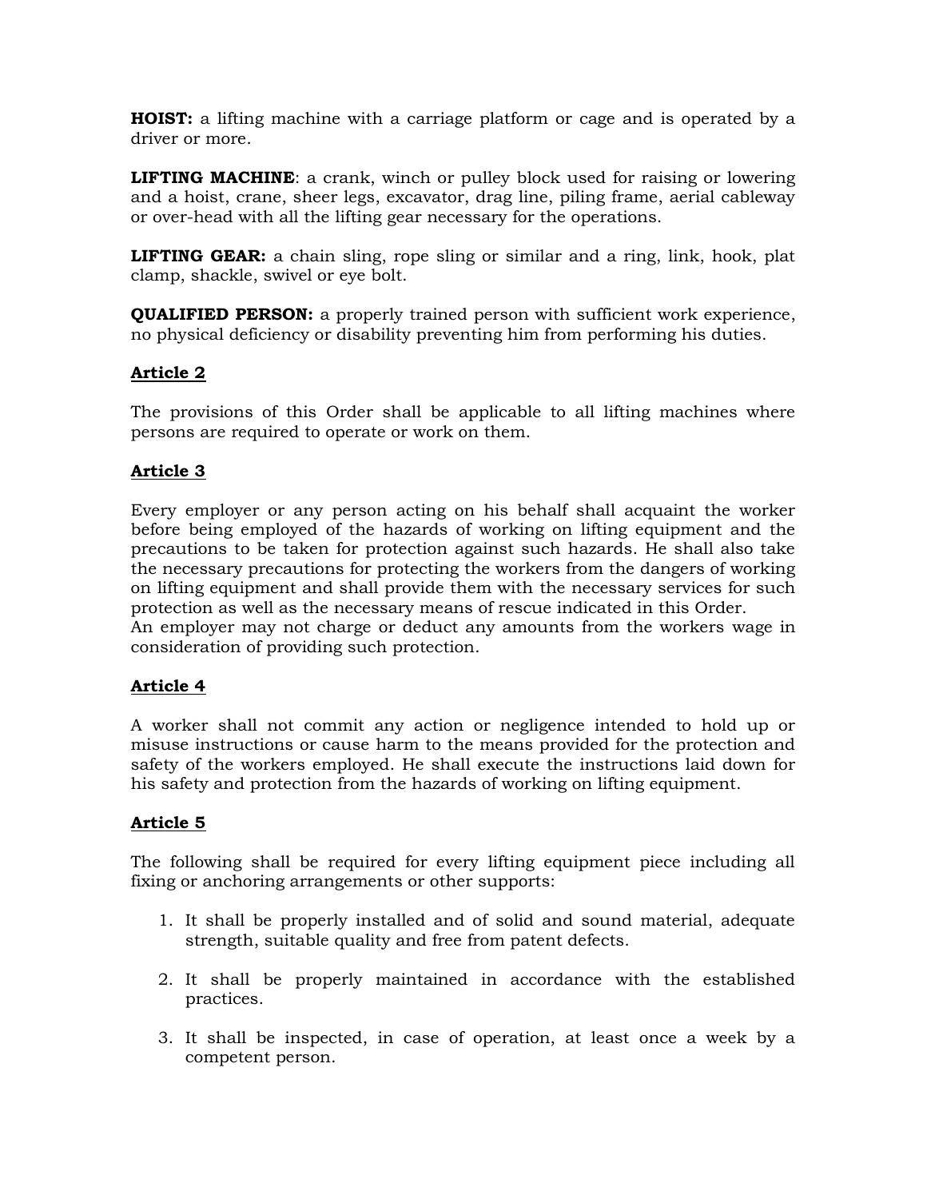**HOIST:** a lifting machine with a carriage platform or cage and is operated by a driver or more.

**LIFTING MACHINE**: a crank, winch or pulley block used for raising or lowering and a hoist, crane, sheer legs, excavator, drag line, piling frame, aerial cableway or over-head with all the lifting gear necessary for the operations.

**LIFTING GEAR:** a chain sling, rope sling or similar and a ring, link, hook, plat clamp, shackle, swivel or eye bolt.

**QUALIFIED PERSON:** a properly trained person with sufficient work experience, no physical deficiency or disability preventing him from performing his duties.

**Article 2**

The provisions of this Order shall be applicable to all lifting machines where persons are required to operate or work on them.

**Article 3**

Every employer or any person acting on his behalf shall acquaint the worker before being employed of the hazards of working on lifting equipment and the precautions to be taken for protection against such hazards. He shall also take the necessary precautions for protecting the workers from the dangers of working on lifting equipment and shall provide them with the necessary services for such protection as well as the necessary means of rescue indicated in this Order.
An employer may not charge or deduct any amounts from the workers wage in consideration of providing such protection.

**Article 4**

A worker shall not commit any action or negligence intended to hold up or misuse instructions or cause harm to the means provided for the protection and safety of the workers employed. He shall execute the instructions laid down for his safety and protection from the hazards of working on lifting equipment.

**Article 5**

The following shall be required for every lifting equipment piece including all fixing or anchoring arrangements or other supports:

1. It shall be properly installed and of solid and sound material, adequate strength, suitable quality and free from patent defects.

2. It shall be properly maintained in accordance with the established practices.

3. It shall be inspected, in case of operation, at least once a week by a competent person.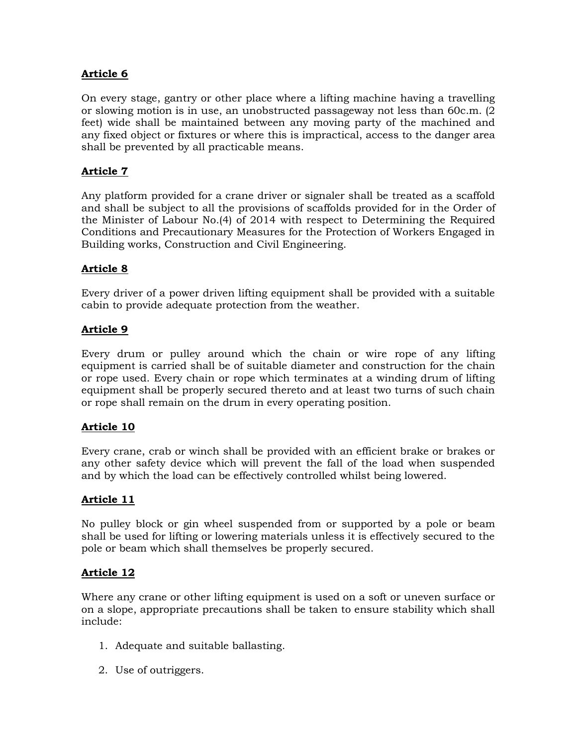**Article 6**

On every stage, gantry or other place where a lifting machine having a travelling or slowing motion is in use, an unobstructed passageway not less than 60c.m. (2 feet) wide shall be maintained between any moving party of the machined and any fixed object or fixtures or where this is impractical, access to the danger area shall be prevented by all practicable means.

**Article 7**

Any platform provided for a crane driver or signaler shall be treated as a scaffold and shall be subject to all the provisions of scaffolds provided for in the Order of the Minister of Labour No.(4) of 2014 with respect to Determining the Required Conditions and Precautionary Measures for the Protection of Workers Engaged in Building works, Construction and Civil Engineering.

**Article 8**

Every driver of a power driven lifting equipment shall be provided with a suitable cabin to provide adequate protection from the weather.

**Article 9**

Every drum or pulley around which the chain or wire rope of any lifting equipment is carried shall be of suitable diameter and construction for the chain or rope used. Every chain or rope which terminates at a winding drum of lifting equipment shall be properly secured thereto and at least two turns of such chain or rope shall remain on the drum in every operating position.

**Article 10**

Every crane, crab or winch shall be provided with an efficient brake or brakes or any other safety device which will prevent the fall of the load when suspended and by which the load can be effectively controlled whilst being lowered.

**Article 11**

No pulley block or gin wheel suspended from or supported by a pole or beam shall be used for lifting or lowering materials unless it is effectively secured to the pole or beam which shall themselves be properly secured.

**Article 12**

Where any crane or other lifting equipment is used on a soft or uneven surface or on a slope, appropriate precautions shall be taken to ensure stability which shall include:

1. Adequate and suitable ballasting.
2. Use of outriggers.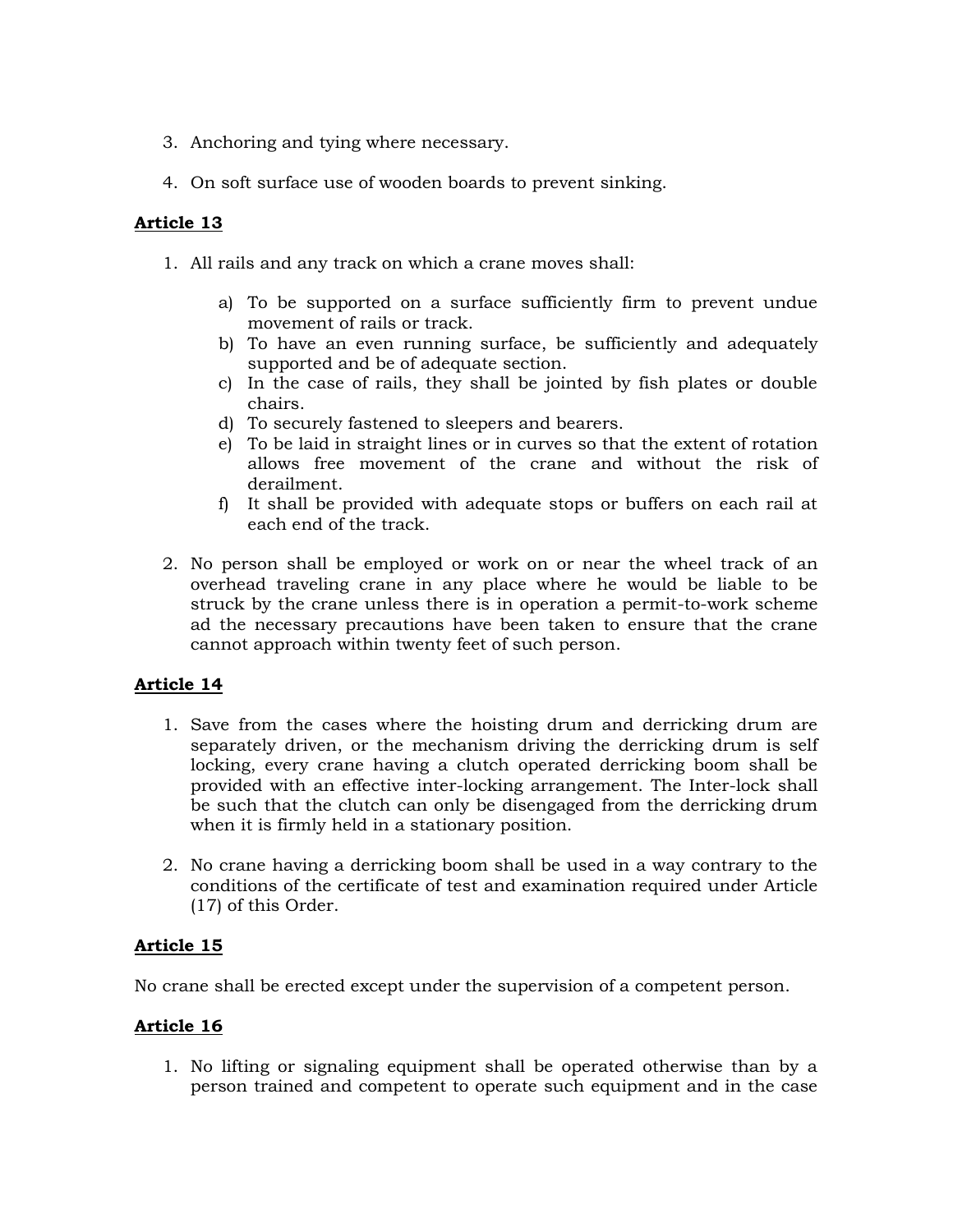3. Anchoring and tying where necessary.

4. On soft surface use of wooden boards to prevent sinking.

**Article 13**

1. All rails and any track on which a crane moves shall:

   a) To be supported on a surface sufficiently firm to prevent undue movement of rails or track.
   b) To have an even running surface, be sufficiently and adequately supported and be of adequate section.
   c) In the case of rails, they shall be jointed by fish plates or double chairs.
   d) To securely fastened to sleepers and bearers.
   e) To be laid in straight lines or in curves so that the extent of rotation allows free movement of the crane and without the risk of derailment.
   f) It shall be provided with adequate stops or buffers on each rail at each end of the track.

2. No person shall be employed or work on or near the wheel track of an overhead traveling crane in any place where he would be liable to be struck by the crane unless there is in operation a permit-to-work scheme ad the necessary precautions have been taken to ensure that the crane cannot approach within twenty feet of such person.

**Article 14**

1. Save from the cases where the hoisting drum and derricking drum are separately driven, or the mechanism driving the derricking drum is self locking, every crane having a clutch operated derricking boom shall be provided with an effective inter-locking arrangement. The Inter-lock shall be such that the clutch can only be disengaged from the derricking drum when it is firmly held in a stationary position.

2. No crane having a derricking boom shall be used in a way contrary to the conditions of the certificate of test and examination required under Article (17) of this Order.

**Article 15**

No crane shall be erected except under the supervision of a competent person.

**Article 16**

1. No lifting or signaling equipment shall be operated otherwise than by a person trained and competent to operate such equipment and in the case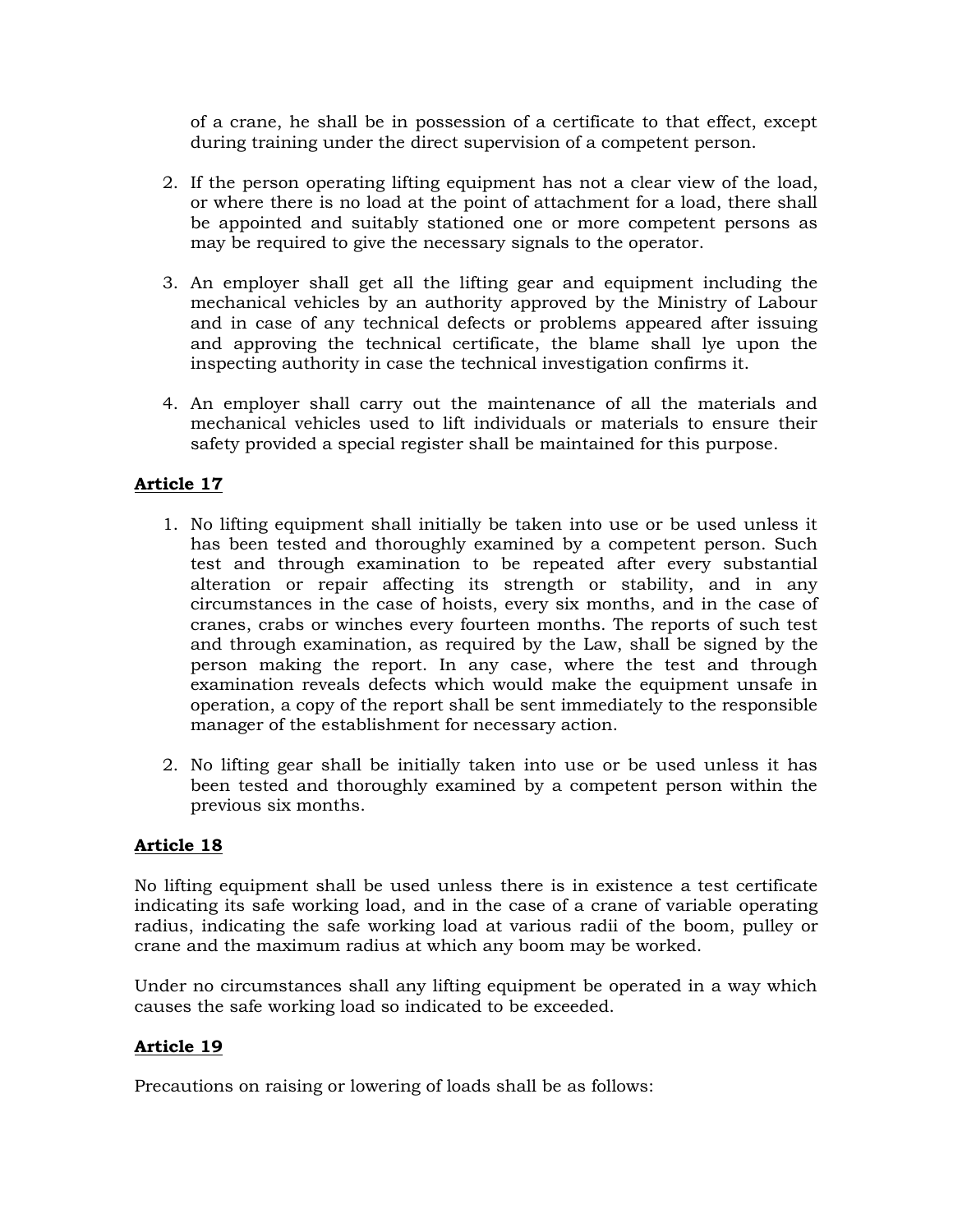of a crane, he shall be in possession of a certificate to that effect, except during training under the direct supervision of a competent person.

2. If the person operating lifting equipment has not a clear view of the load, or where there is no load at the point of attachment for a load, there shall be appointed and suitably stationed one or more competent persons as may be required to give the necessary signals to the operator.

3. An employer shall get all the lifting gear and equipment including the mechanical vehicles by an authority approved by the Ministry of Labour and in case of any technical defects or problems appeared after issuing and approving the technical certificate, the blame shall lye upon the inspecting authority in case the technical investigation confirms it.

4. An employer shall carry out the maintenance of all the materials and mechanical vehicles used to lift individuals or materials to ensure their safety provided a special register shall be maintained for this purpose.

**Article 17**

1. No lifting equipment shall initially be taken into use or be used unless it has been tested and thoroughly examined by a competent person. Such test and through examination to be repeated after every substantial alteration or repair affecting its strength or stability, and in any circumstances in the case of hoists, every six months, and in the case of cranes, crabs or winches every fourteen months. The reports of such test and through examination, as required by the Law, shall be signed by the person making the report. In any case, where the test and through examination reveals defects which would make the equipment unsafe in operation, a copy of the report shall be sent immediately to the responsible manager of the establishment for necessary action.

2. No lifting gear shall be initially taken into use or be used unless it has been tested and thoroughly examined by a competent person within the previous six months.

**Article 18**

No lifting equipment shall be used unless there is in existence a test certificate indicating its safe working load, and in the case of a crane of variable operating radius, indicating the safe working load at various radii of the boom, pulley or crane and the maximum radius at which any boom may be worked.

Under no circumstances shall any lifting equipment be operated in a way which causes the safe working load so indicated to be exceeded.

**Article 19**

Precautions on raising or lowering of loads shall be as follows: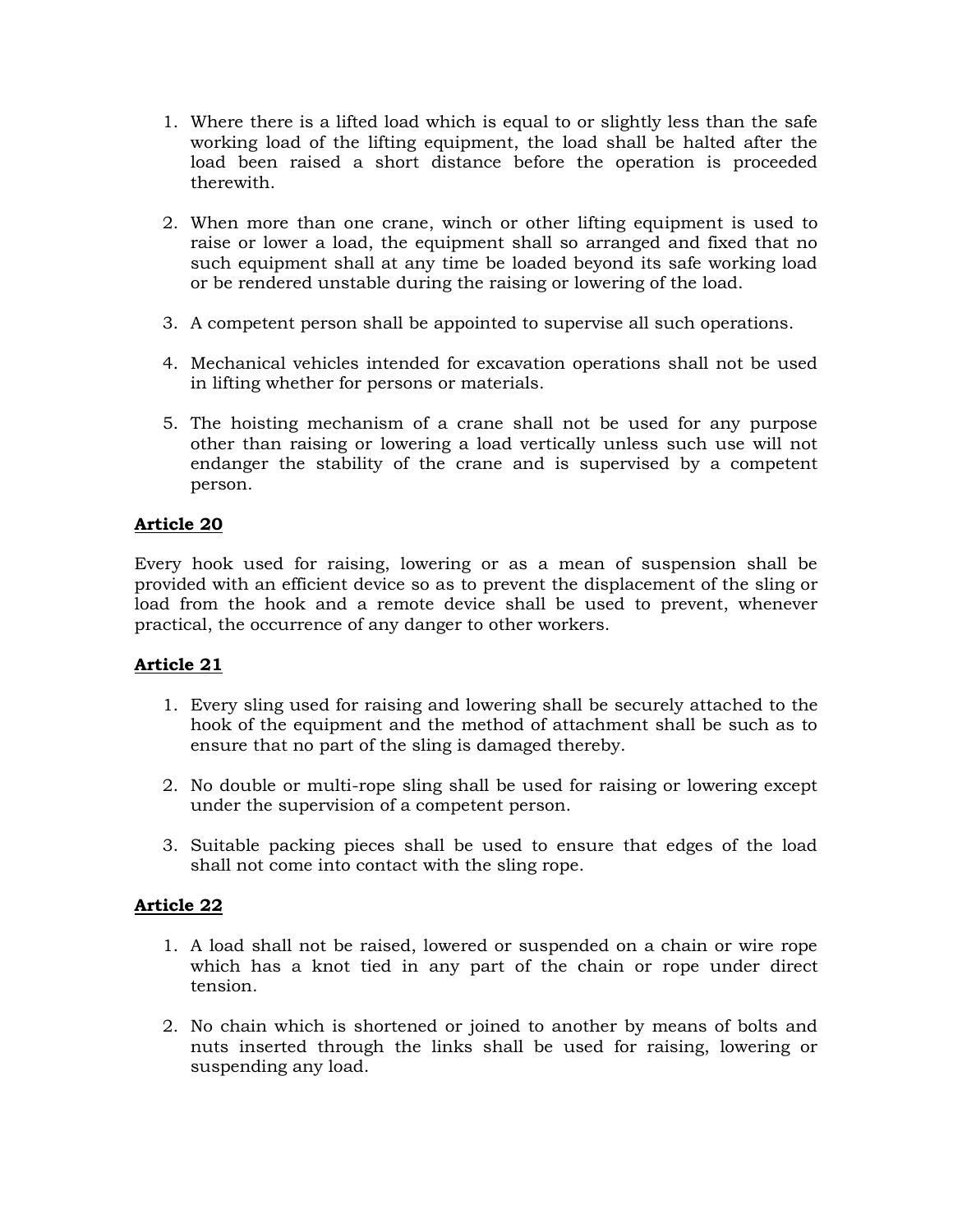1. Where there is a lifted load which is equal to or slightly less than the safe working load of the lifting equipment, the load shall be halted after the load been raised a short distance before the operation is proceeded therewith.

2. When more than one crane, winch or other lifting equipment is used to raise or lower a load, the equipment shall so arranged and fixed that no such equipment shall at any time be loaded beyond its safe working load or be rendered unstable during the raising or lowering of the load.

3. A competent person shall be appointed to supervise all such operations.

4. Mechanical vehicles intended for excavation operations shall not be used in lifting whether for persons or materials.

5. The hoisting mechanism of a crane shall not be used for any purpose other than raising or lowering a load vertically unless such use will not endanger the stability of the crane and is supervised by a competent person.

**<u>Article 20</u>**

Every hook used for raising, lowering or as a mean of suspension shall be provided with an efficient device so as to prevent the displacement of the sling or load from the hook and a remote device shall be used to prevent, whenever practical, the occurrence of any danger to other workers.

**<u>Article 21</u>**

1. Every sling used for raising and lowering shall be securely attached to the hook of the equipment and the method of attachment shall be such as to ensure that no part of the sling is damaged thereby.

2. No double or multi-rope sling shall be used for raising or lowering except under the supervision of a competent person.

3. Suitable packing pieces shall be used to ensure that edges of the load shall not come into contact with the sling rope.

**<u>Article 22</u>**

1. A load shall not be raised, lowered or suspended on a chain or wire rope which has a knot tied in any part of the chain or rope under direct tension.

2. No chain which is shortened or joined to another by means of bolts and nuts inserted through the links shall be used for raising, lowering or suspending any load.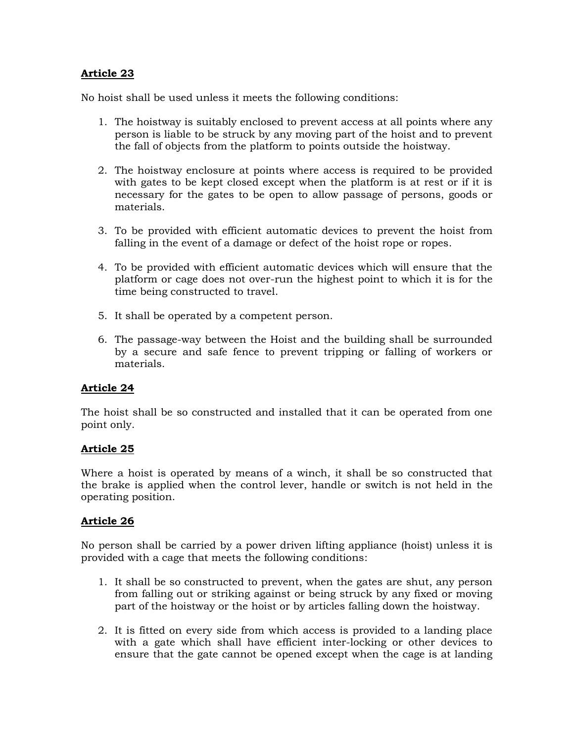**Article 23**

No hoist shall be used unless it meets the following conditions:

1. The hoistway is suitably enclosed to prevent access at all points where any person is liable to be struck by any moving part of the hoist and to prevent the fall of objects from the platform to points outside the hoistway.

2. The hoistway enclosure at points where access is required to be provided with gates to be kept closed except when the platform is at rest or if it is necessary for the gates to be open to allow passage of persons, goods or materials.

3. To be provided with efficient automatic devices to prevent the hoist from falling in the event of a damage or defect of the hoist rope or ropes.

4. To be provided with efficient automatic devices which will ensure that the platform or cage does not over-run the highest point to which it is for the time being constructed to travel.

5. It shall be operated by a competent person.

6. The passage-way between the Hoist and the building shall be surrounded by a secure and safe fence to prevent tripping or falling of workers or materials.

**Article 24**

The hoist shall be so constructed and installed that it can be operated from one point only.

**Article 25**

Where a hoist is operated by means of a winch, it shall be so constructed that the brake is applied when the control lever, handle or switch is not held in the operating position.

**Article 26**

No person shall be carried by a power driven lifting appliance (hoist) unless it is provided with a cage that meets the following conditions:

1. It shall be so constructed to prevent, when the gates are shut, any person from falling out or striking against or being struck by any fixed or moving part of the hoistway or the hoist or by articles falling down the hoistway.

2. It is fitted on every side from which access is provided to a landing place with a gate which shall have efficient inter-locking or other devices to ensure that the gate cannot be opened except when the cage is at landing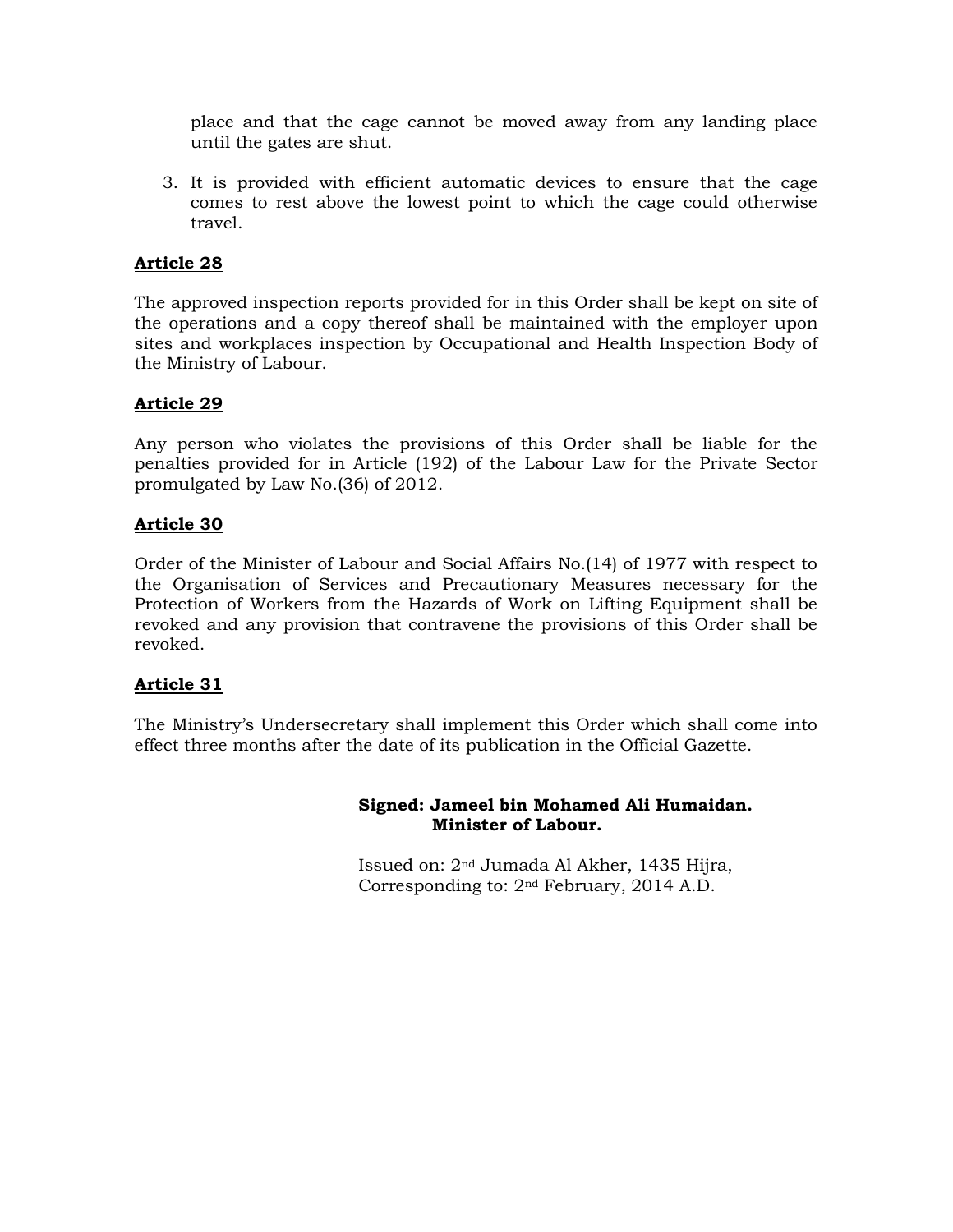place and that the cage cannot be moved away from any landing place until the gates are shut.

3. It is provided with efficient automatic devices to ensure that the cage comes to rest above the lowest point to which the cage could otherwise travel.

**Article 28**

The approved inspection reports provided for in this Order shall be kept on site of the operations and a copy thereof shall be maintained with the employer upon sites and workplaces inspection by Occupational and Health Inspection Body of the Ministry of Labour.

**Article 29**

Any person who violates the provisions of this Order shall be liable for the penalties provided for in Article (192) of the Labour Law for the Private Sector promulgated by Law No.(36) of 2012.

**Article 30**

Order of the Minister of Labour and Social Affairs No.(14) of 1977 with respect to the Organisation of Services and Precautionary Measures necessary for the Protection of Workers from the Hazards of Work on Lifting Equipment shall be revoked and any provision that contravene the provisions of this Order shall be revoked.

**Article 31**

The Ministry's Undersecretary shall implement this Order which shall come into effect three months after the date of its publication in the Official Gazette.

**Signed: Jameel bin Mohamed Ali Humaidan.**
**Minister of Labour.**

Issued on: 2nd Jumada Al Akher, 1435 Hijra,
Corresponding to: 2nd February, 2014 A.D.